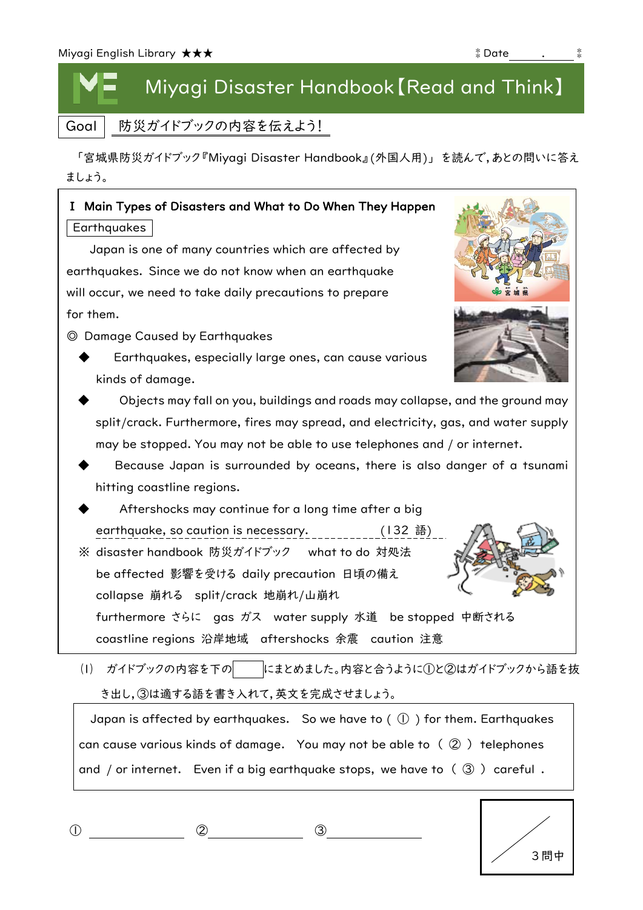Miyagi English Library ★★★ Date ____.____

# Miyagi Disaster Handbook【Read and Think】

Goal 防災ガイドブックの内容を伝えよう!

「宮城県防災ガイドブック『Miyagi Disaster Handbook』(外国人用)」を読んで,あとの問いに答えましょう。

## I Main Types of Disasters and What to Do When They Happen

**Earthquakes**

Japan is one of many countries which are affected by earthquakes. Since we do not know when an earthquake will occur, we need to take daily precautions to prepare for them.

◎ Damage Caused by Earthquakes

- Earthquakes, especially large ones, can cause various kinds of damage.
- Objects may fall on you, buildings and roads may collapse, and the ground may split/crack. Furthermore, fires may spread, and electricity, gas, and water supply may be stopped. You may not be able to use telephones and / or internet.
- Because Japan is surrounded by oceans, there is also danger of a tsunami hitting coastline regions.
- Aftershocks may continue for a long time after a big earthquake, so caution is necessary. (132 語)

※ disaster handbook 防災ガイドブック what to do 対処法
be affected 影響を受ける daily precaution 日頃の備え
collapse 崩れる split/crack 地崩れ/山崩れ
furthermore さらに gas ガス water supply 水道 be stopped 中断される
coastline regions 沿岸地域 aftershocks 余震 caution 注意

(1) ガイドブックの内容を下の［　］にまとめました。内容と合うように①と②はガイドブックから語を抜き出し,③は適する語を書き入れて,英文を完成させましょう。

> Japan is affected by earthquakes. So we have to ( ① ) for them. Earthquakes can cause various kinds of damage. You may not be able to ( ② ) telephones and / or internet. Even if a big earthquake stops, we have to ( ③ ) careful .

① ____________ ② ____________ ③ ____________

／3問中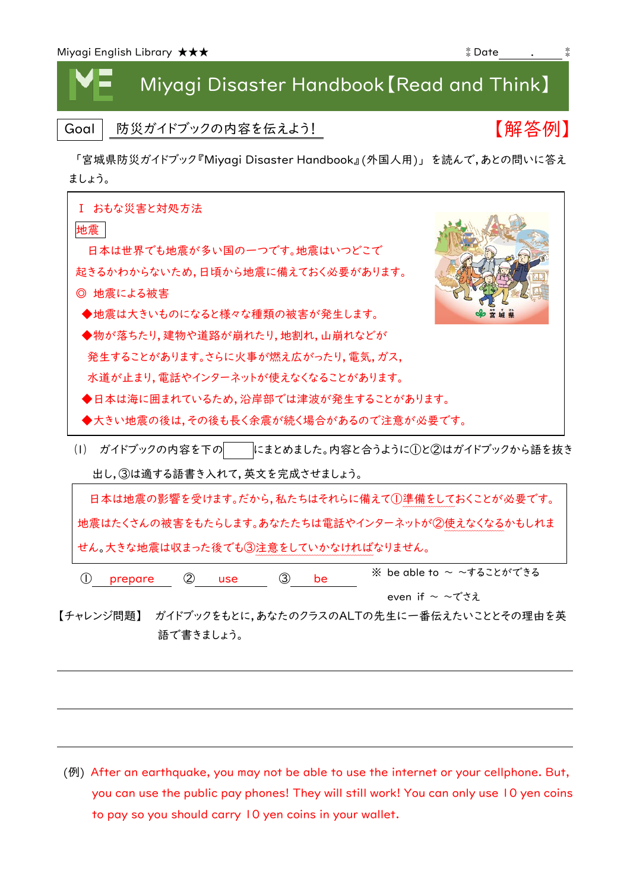Miyagi English Library ★★★　　　　　　　　　　　　　　　　　　Date ＿＿＿.＿＿＿

# Miyagi Disaster Handbook【Read and Think】

Goal　防災ガイドブックの内容を伝えよう！　　　　　　　　　　　　【解答例】

「宮城県防災ガイドブック『Miyagi Disaster Handbook』(外国人用)」を読んで，あとの問いに答えましょう。

Ⅰ　おもな災害と対処方法

地震

日本は世界でも地震が多い国の一つです。地震はいつどこで起きるかわからないため，日頃から地震に備えておく必要があります。

◎　地震による被害

- ◆地震は大きいものになると様々な種類の被害が発生します。
- ◆物が落ちたり，建物や道路が崩れたり，地割れ，山崩れなどが発生することがあります。さらに火事が燃え広がったり，電気，ガス，水道が止まり，電話やインターネットが使えなくなることがあります。
- ◆日本は海に囲まれているため，沿岸部では津波が発生することがあります。
- ◆大きい地震の後は，その後も長く余震が続く場合があるので注意が必要です。

(1)　ガイドブックの内容を下の□にまとめました。内容と合うように①と②はガイドブックから語を抜き出し，③は適する語書き入れて，英文を完成させましょう。

日本は地震の影響を受けます。だから，私たちはそれらに備えて①準備をしておくことが必要です。地震はたくさんの被害をもたらします。あなたたちは電話やインターネットが②使えなくなるかもしれません。大きな地震は収まった後でも③注意をしていかなければなりません。

①＿prepare＿　②＿use＿　③＿be＿

※ be able to ～　～することができる
　 even if ～　～でさえ

【チャレンジ問題】　ガイドブックをもとに，あなたのクラスのALTの先生に一番伝えたいこととその理由を英語で書きましょう。

＿＿＿＿＿＿＿＿＿＿＿＿＿＿＿＿＿＿＿＿＿＿＿＿＿＿＿＿＿＿＿＿

＿＿＿＿＿＿＿＿＿＿＿＿＿＿＿＿＿＿＿＿＿＿＿＿＿＿＿＿＿＿＿＿

＿＿＿＿＿＿＿＿＿＿＿＿＿＿＿＿＿＿＿＿＿＿＿＿＿＿＿＿＿＿＿＿

(例) After an earthquake, you may not be able to use the internet or your cellphone. But, you can use the public pay phones! They will still work! You can only use 10 yen coins to pay so you should carry 10 yen coins in your wallet.